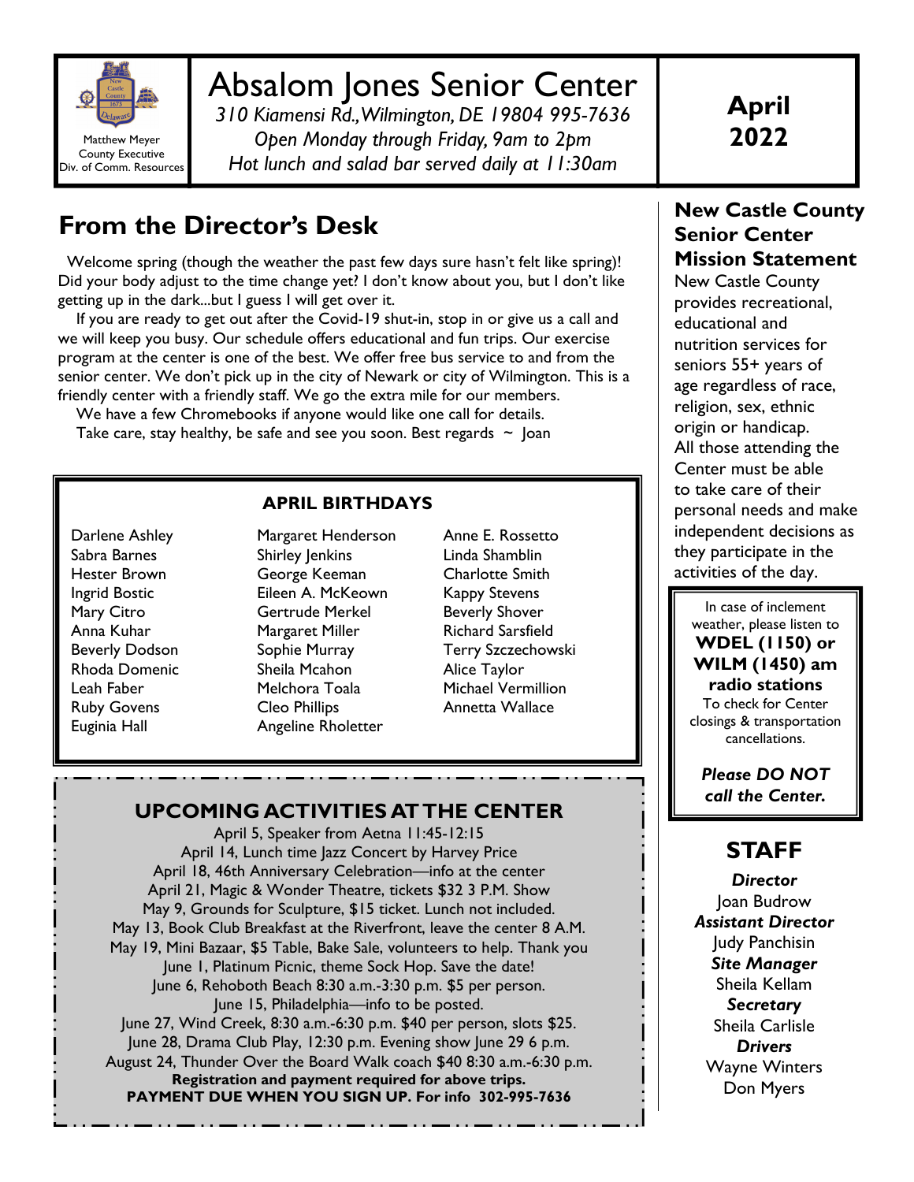Matthew Meyer
County Executive
Div. of Comm. Resources

# Absalom Jones Senior Center

*310 Kiamensi Rd., Wilmington, DE 19804 995-7636*
*Open Monday through Friday, 9am to 2pm*
*Hot lunch and salad bar served daily at 11:30am*

**April 2022**

## From the Director's Desk

Welcome spring (though the weather the past few days sure hasn't felt like spring)! Did your body adjust to the time change yet? I don't know about you, but I don't like getting up in the dark...but I guess I will get over it.

If you are ready to get out after the Covid-19 shut-in, stop in or give us a call and we will keep you busy. Our schedule offers educational and fun trips. Our exercise program at the center is one of the best. We offer free bus service to and from the senior center. We don't pick up in the city of Newark or city of Wilmington. This is a friendly center with a friendly staff. We go the extra mile for our members.

We have a few Chromebooks if anyone would like one call for details.

Take care, stay healthy, be safe and see you soon. Best regards ~ Joan

### APRIL BIRTHDAYS

Darlene Ashley
Sabra Barnes
Hester Brown
Ingrid Bostic
Mary Citro
Anna Kuhar
Beverly Dodson
Rhoda Domenic
Leah Faber
Ruby Govens
Euginia Hall
Margaret Henderson
Shirley Jenkins
George Keeman
Eileen A. McKeown
Gertrude Merkel
Margaret Miller
Sophie Murray
Sheila Mcahon
Melchora Toala
Cleo Phillips
Angeline Rholetter
Anne E. Rossetto
Linda Shamblin
Charlotte Smith
Kappy Stevens
Beverly Shover
Richard Sarsfield
Terry Szczechowski
Alice Taylor
Michael Vermillion
Annetta Wallace

### UPCOMING ACTIVITIES AT THE CENTER

April 5, Speaker from Aetna 11:45-12:15
April 14, Lunch time Jazz Concert by Harvey Price
April 18, 46th Anniversary Celebration—info at the center
April 21, Magic & Wonder Theatre, tickets $32 3 P.M. Show
May 9, Grounds for Sculpture, $15 ticket. Lunch not included.
May 13, Book Club Breakfast at the Riverfront, leave the center 8 A.M.
May 19, Mini Bazaar, $5 Table, Bake Sale, volunteers to help. Thank you
June 1, Platinum Picnic, theme Sock Hop. Save the date!
June 6, Rehoboth Beach 8:30 a.m.-3:30 p.m. $5 per person.
June 15, Philadelphia—info to be posted.
June 27, Wind Creek, 8:30 a.m.-6:30 p.m. $40 per person, slots $25.
June 28, Drama Club Play, 12:30 p.m. Evening show June 29 6 p.m.
August 24, Thunder Over the Board Walk coach $40 8:30 a.m.-6:30 p.m.

**Registration and payment required for above trips.**
**PAYMENT DUE WHEN YOU SIGN UP. For info 302-995-7636**

## New Castle County Senior Center Mission Statement

New Castle County provides recreational, educational and nutrition services for seniors 55+ years of age regardless of race, religion, sex, ethnic origin or handicap. All those attending the Center must be able to take care of their personal needs and make independent decisions as they participate in the activities of the day.

In case of inclement weather, please listen to **WDEL (1150) or WILM (1450) am radio stations** To check for Center closings & transportation cancellations.

***Please DO NOT call the Center.***

## STAFF

***Director***
Joan Budrow

***Assistant Director***
Judy Panchisin

***Site Manager***
Sheila Kellam

***Secretary***
Sheila Carlisle

***Drivers***
Wayne Winters
Don Myers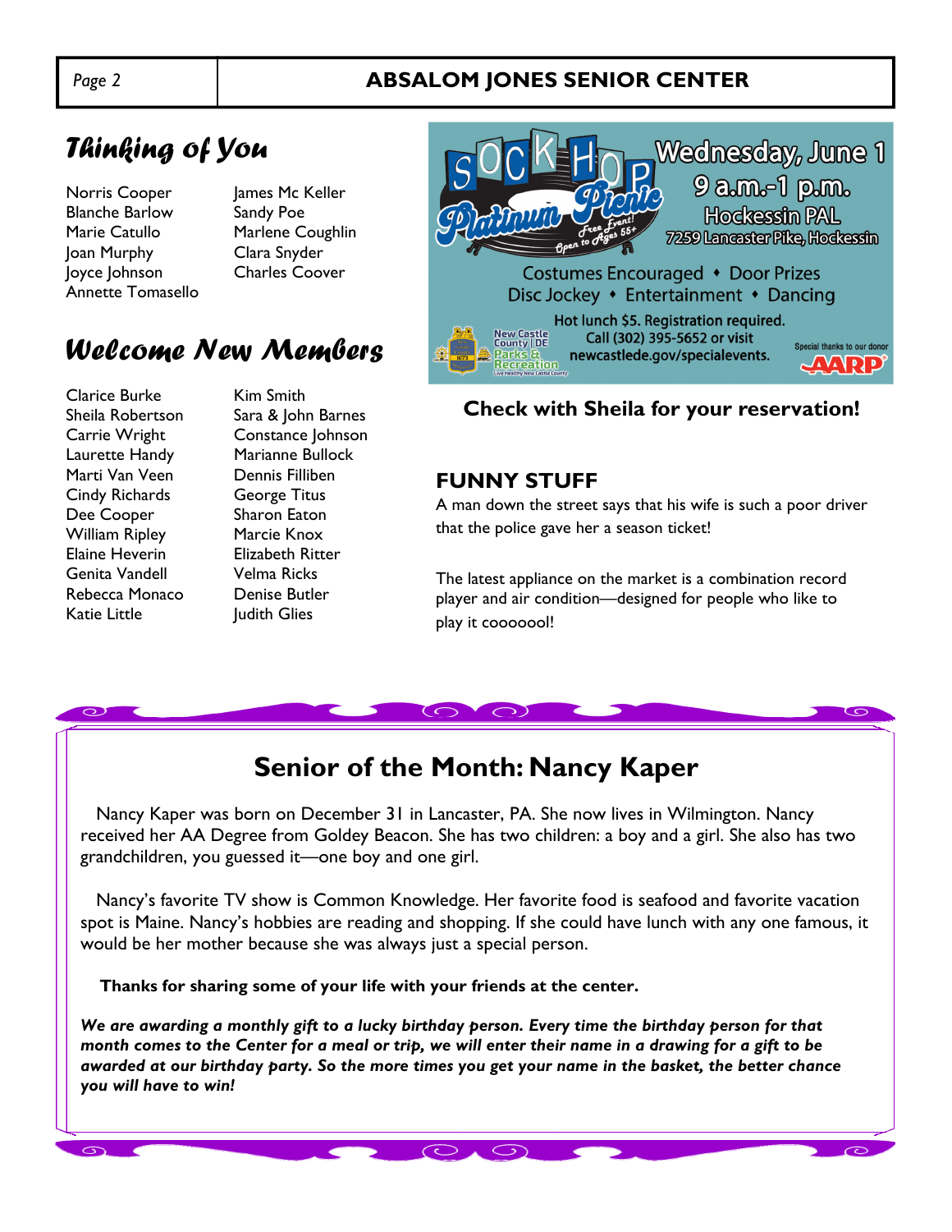## Thinking of You

- Norris Cooper
- Blanche Barlow
- Marie Catullo
- Joan Murphy
- Joyce Johnson
- Annette Tomasello
- James Mc Keller
- Sandy Poe
- Marlene Coughlin
- Clara Snyder
- Charles Coover

## Welcome New Members

- Clarice Burke
- Sheila Robertson
- Carrie Wright
- Laurette Handy
- Marti Van Veen
- Cindy Richards
- Dee Cooper
- William Ripley
- Elaine Heverin
- Genita Vandell
- Rebecca Monaco
- Katie Little
- Kim Smith
- Sara & John Barnes
- Constance Johnson
- Marianne Bullock
- Dennis Filliben
- George Titus
- Sharon Eaton
- Marcie Knox
- Elizabeth Ritter
- Velma Ricks
- Denise Butler
- Judith Glies

**Sock Hop Platinum Picnic**
Free Event! Open to Ages 55+

**Wednesday, June 1**
**9 a.m.-1 p.m.**
Hockessin PAL
7259 Lancaster Pike, Hockessin

Costumes Encouraged • Door Prizes
Disc Jockey • Entertainment • Dancing

Hot lunch $5. Registration required.
Call (302) 395-5652 or visit newcastlede.gov/specialevents.

New Castle County DE Parks & Recreation — Live Healthy New Castle County

Special thanks to our donor AARP

**Check with Sheila for your reservation!**

## FUNNY STUFF

A man down the street says that his wife is such a poor driver that the police gave her a season ticket!

The latest appliance on the market is a combination record player and air condition—designed for people who like to play it coooooool!

## Senior of the Month: Nancy Kaper

Nancy Kaper was born on December 31 in Lancaster, PA. She now lives in Wilmington. Nancy received her AA Degree from Goldey Beacon. She has two children: a boy and a girl. She also has two grandchildren, you guessed it—one boy and one girl.

Nancy's favorite TV show is Common Knowledge. Her favorite food is seafood and favorite vacation spot is Maine. Nancy's hobbies are reading and shopping. If she could have lunch with any one famous, it would be her mother because she was always just a special person.

**Thanks for sharing some of your life with your friends at the center.**

***We are awarding a monthly gift to a lucky birthday person. Every time the birthday person for that month comes to the Center for a meal or trip, we will enter their name in a drawing for a gift to be awarded at our birthday party. So the more times you get your name in the basket, the better chance you will have to win!***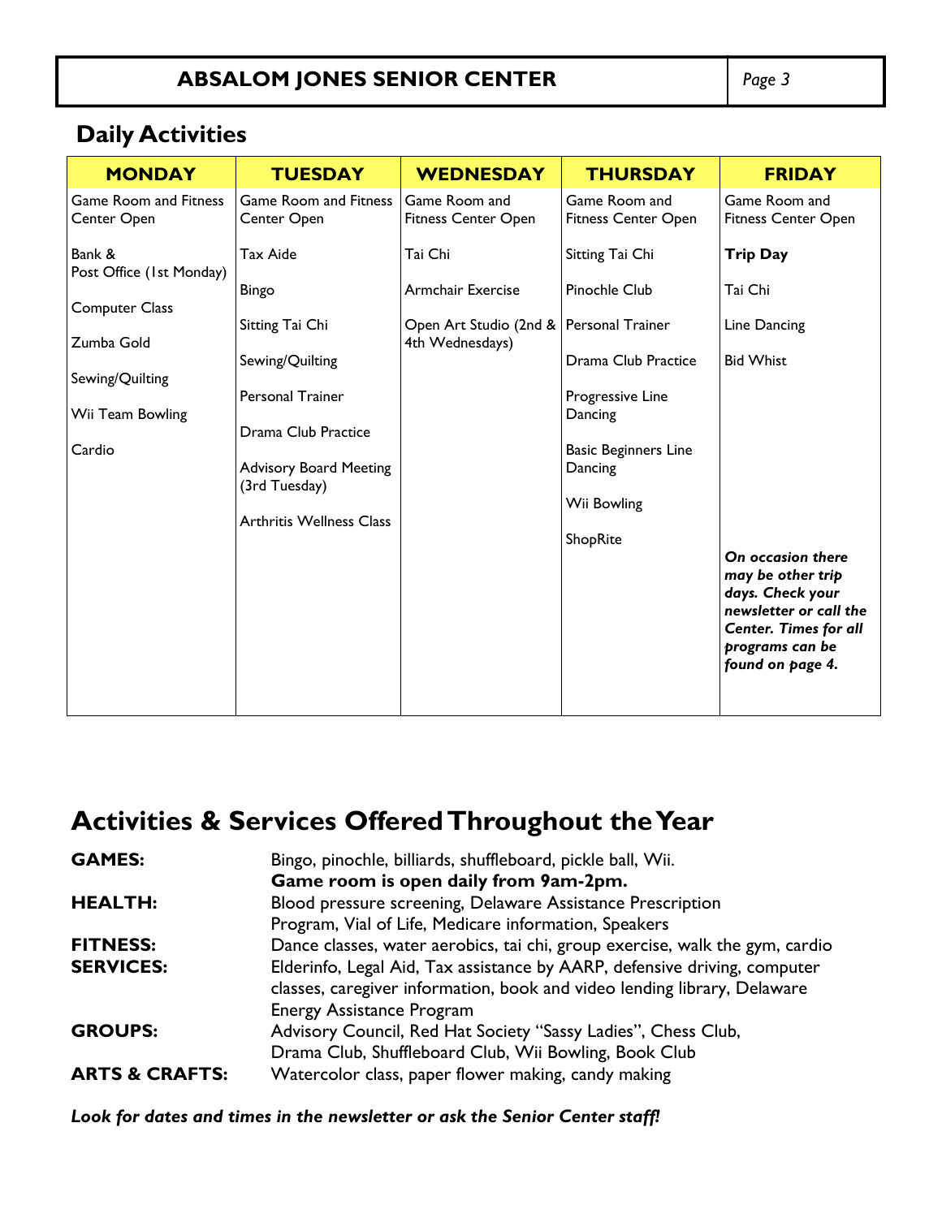## Daily Activities

| MONDAY | TUESDAY | WEDNESDAY | THURSDAY | FRIDAY |
|---|---|---|---|---|
| Game Room and Fitness Center Open | Game Room and Fitness Center Open | Game Room and Fitness Center Open | Game Room and Fitness Center Open | Game Room and Fitness Center Open |
| Bank & Post Office (1st Monday) | Tax Aide | Tai Chi | Sitting Tai Chi | **Trip Day** |
| Computer Class | Bingo | Armchair Exercise | Pinochle Club | Tai Chi |
| Zumba Gold | Sitting Tai Chi | Open Art Studio (2nd & 4th Wednesdays) | Personal Trainer | Line Dancing |
| Sewing/Quilting | Sewing/Quilting | | Drama Club Practice | Bid Whist |
| Wii Team Bowling | Personal Trainer | | Progressive Line Dancing | |
| Cardio | Drama Club Practice | | Basic Beginners Line Dancing | |
| | Advisory Board Meeting (3rd Tuesday) | | Wii Bowling | |
| | Arthritis Wellness Class | | ShopRite | |
| | | | | ***On occasion there may be other trip days. Check your newsletter or call the Center. Times for all programs can be found on page 4.*** |

# Activities & Services Offered Throughout the Year

**GAMES:** Bingo, pinochle, billiards, shuffleboard, pickle ball, Wii.
**Game room is open daily from 9am-2pm.**

**HEALTH:** Blood pressure screening, Delaware Assistance Prescription Program, Vial of Life, Medicare information, Speakers

**FITNESS:** Dance classes, water aerobics, tai chi, group exercise, walk the gym, cardio

**SERVICES:** Elderinfo, Legal Aid, Tax assistance by AARP, defensive driving, computer classes, caregiver information, book and video lending library, Delaware Energy Assistance Program

**GROUPS:** Advisory Council, Red Hat Society "Sassy Ladies", Chess Club, Drama Club, Shuffleboard Club, Wii Bowling, Book Club

**ARTS & CRAFTS:** Watercolor class, paper flower making, candy making

***Look for dates and times in the newsletter or ask the Senior Center staff!***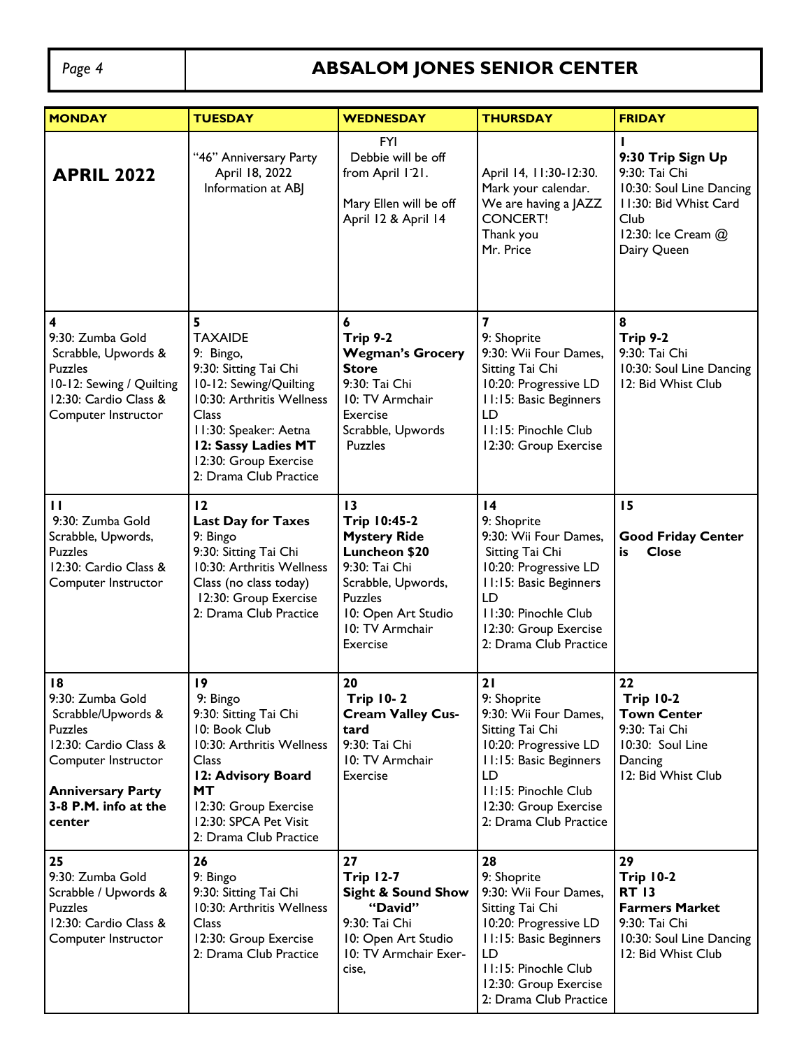# ABSALOM JONES SENIOR CENTER

| MONDAY | TUESDAY | WEDNESDAY | THURSDAY | FRIDAY |
|---|---|---|---|---|
| **APRIL 2022** | "46" Anniversary Party April 18, 2022 Information at ABJ | FYI Debbie will be off from April 1-21.<br><br>Mary Ellen will be off April 12 & April 14 | April 14, 11:30-12:30. Mark your calendar. We are having a JAZZ CONCERT! Thank you Mr. Price | 1<br>**9:30 Trip Sign Up**<br>9:30: Tai Chi<br>10:30: Soul Line Dancing<br>11:30: Bid Whist Card Club<br>12:30: Ice Cream @ Dairy Queen |
| **4**<br>9:30: Zumba Gold<br>Scrabble, Upwords & Puzzles<br>10-12: Sewing / Quilting<br>12:30: Cardio Class & Computer Instructor | **5**<br>TAXAIDE<br>9: Bingo,<br>9:30: Sitting Tai Chi<br>10-12: Sewing/Quilting<br>10:30: Arthritis Wellness Class<br>11:30: Speaker: Aetna<br>**12: Sassy Ladies MT**<br>12:30: Group Exercise<br>2: Drama Club Practice | **6**<br>**Trip 9-2**<br>**Wegman's Grocery Store**<br>9:30: Tai Chi<br>10: TV Armchair Exercise<br>Scrabble, Upwords Puzzles | **7**<br>9: Shoprite<br>9:30: Wii Four Dames, Sitting Tai Chi<br>10:20: Progressive LD<br>11:15: Basic Beginners LD<br>11:15: Pinochle Club<br>12:30: Group Exercise | **8**<br>**Trip 9-2**<br>9:30: Tai Chi<br>10:30: Soul Line Dancing<br>12: Bid Whist Club |
| **11**<br>9:30: Zumba Gold<br>Scrabble, Upwords, Puzzles<br>12:30: Cardio Class & Computer Instructor | **12**<br>**Last Day for Taxes**<br>9: Bingo<br>9:30: Sitting Tai Chi<br>10:30: Arthritis Wellness Class (no class today)<br>12:30: Group Exercise<br>2: Drama Club Practice | **13**<br>**Trip 10:45-2**<br>**Mystery Ride Luncheon $20**<br>9:30: Tai Chi<br>Scrabble, Upwords, Puzzles<br>10: Open Art Studio<br>10: TV Armchair Exercise | **14**<br>9: Shoprite<br>9:30: Wii Four Dames, Sitting Tai Chi<br>10:20: Progressive LD<br>11:15: Basic Beginners LD<br>11:30: Pinochle Club<br>12:30: Group Exercise<br>2: Drama Club Practice | **15**<br><br>**Good Friday Center is Close** |
| **18**<br>9:30: Zumba Gold<br>Scrabble/Upwords & Puzzles<br>12:30: Cardio Class & Computer Instructor<br><br>**Anniversary Party 3-8 P.M. info at the center** | **19**<br>9: Bingo<br>9:30: Sitting Tai Chi<br>10: Book Club<br>10:30: Arthritis Wellness Class<br>**12: Advisory Board MT**<br>12:30: Group Exercise<br>12:30: SPCA Pet Visit<br>2: Drama Club Practice | **20**<br>**Trip 10- 2**<br>**Cream Valley Custard**<br>9:30: Tai Chi<br>10: TV Armchair Exercise | **21**<br>9: Shoprite<br>9:30: Wii Four Dames, Sitting Tai Chi<br>10:20: Progressive LD<br>11:15: Basic Beginners LD<br>11:15: Pinochle Club<br>12:30: Group Exercise<br>2: Drama Club Practice | **22**<br>**Trip 10-2**<br>**Town Center**<br>9:30: Tai Chi<br>10:30: Soul Line Dancing<br>12: Bid Whist Club |
| **25**<br>9:30: Zumba Gold<br>Scrabble / Upwords & Puzzles<br>12:30: Cardio Class & Computer Instructor | **26**<br>9: Bingo<br>9:30: Sitting Tai Chi<br>10:30: Arthritis Wellness Class<br>12:30: Group Exercise<br>2: Drama Club Practice | **27**<br>**Trip 12-7**<br>**Sight & Sound Show "David"**<br>9:30: Tai Chi<br>10: Open Art Studio<br>10: TV Armchair Exercise, | **28**<br>9: Shoprite<br>9:30: Wii Four Dames, Sitting Tai Chi<br>10:20: Progressive LD<br>11:15: Basic Beginners LD<br>11:15: Pinochle Club<br>12:30: Group Exercise<br>2: Drama Club Practice | **29**<br>**Trip 10-2**<br>**RT 13**<br>**Farmers Market**<br>9:30: Tai Chi<br>10:30: Soul Line Dancing<br>12: Bid Whist Club |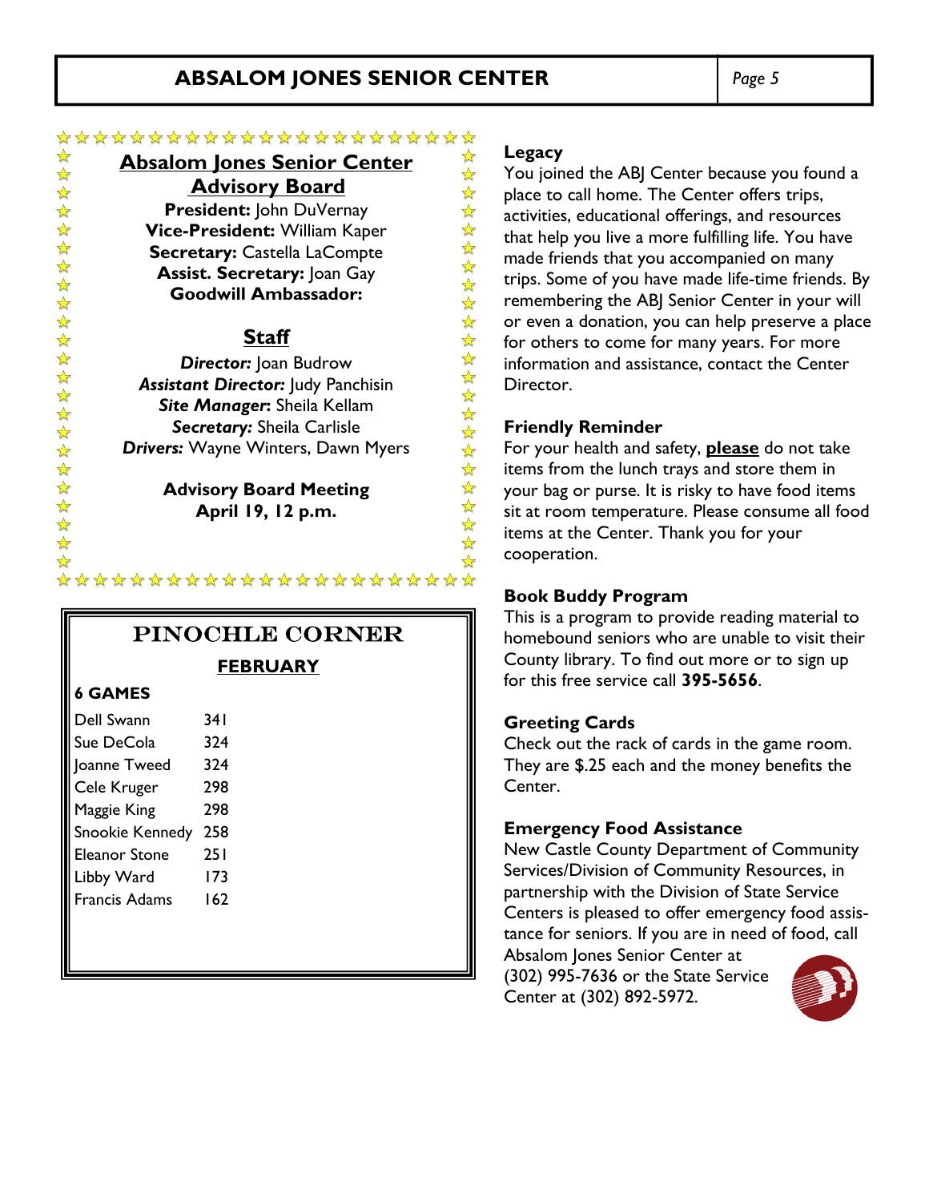## Absalom Jones Senior Center Advisory Board

**President:** John DuVernay
**Vice-President:** William Kaper
**Secretary:** Castella LaCompte
**Assist. Secretary:** Joan Gay
**Goodwill Ambassador:**

## Staff

***Director:*** Joan Budrow
***Assistant Director:*** Judy Panchisin
***Site Manager*:** Sheila Kellam
***Secretary:*** Sheila Carlisle
***Drivers:*** Wayne Winters, Dawn Myers

**Advisory Board Meeting**
**April 19, 12 p.m.**

## PINOCHLE CORNER

**FEBRUARY**

**6 GAMES**

| | |
|---|---|
| Dell Swann | 341 |
| Sue DeCola | 324 |
| Joanne Tweed | 324 |
| Cele Kruger | 298 |
| Maggie King | 298 |
| Snookie Kennedy | 258 |
| Eleanor Stone | 251 |
| Libby Ward | 173 |
| Francis Adams | 162 |

### Legacy

You joined the ABJ Center because you found a place to call home. The Center offers trips, activities, educational offerings, and resources that help you live a more fulfilling life. You have made friends that you accompanied on many trips. Some of you have made life-time friends. By remembering the ABJ Senior Center in your will or even a donation, you can help preserve a place for others to come for many years. For more information and assistance, contact the Center Director.

### Friendly Reminder

For your health and safety, **please** do not take items from the lunch trays and store them in your bag or purse. It is risky to have food items sit at room temperature. Please consume all food items at the Center. Thank you for your cooperation.

### Book Buddy Program

This is a program to provide reading material to homebound seniors who are unable to visit their County library. To find out more or to sign up for this free service call **395-5656**.

### Greeting Cards

Check out the rack of cards in the game room. They are $.25 each and the money benefits the Center.

### Emergency Food Assistance

New Castle County Department of Community Services/Division of Community Resources, in partnership with the Division of State Service Centers is pleased to offer emergency food assistance for seniors. If you are in need of food, call Absalom Jones Senior Center at (302) 995-7636 or the State Service Center at (302) 892-5972.